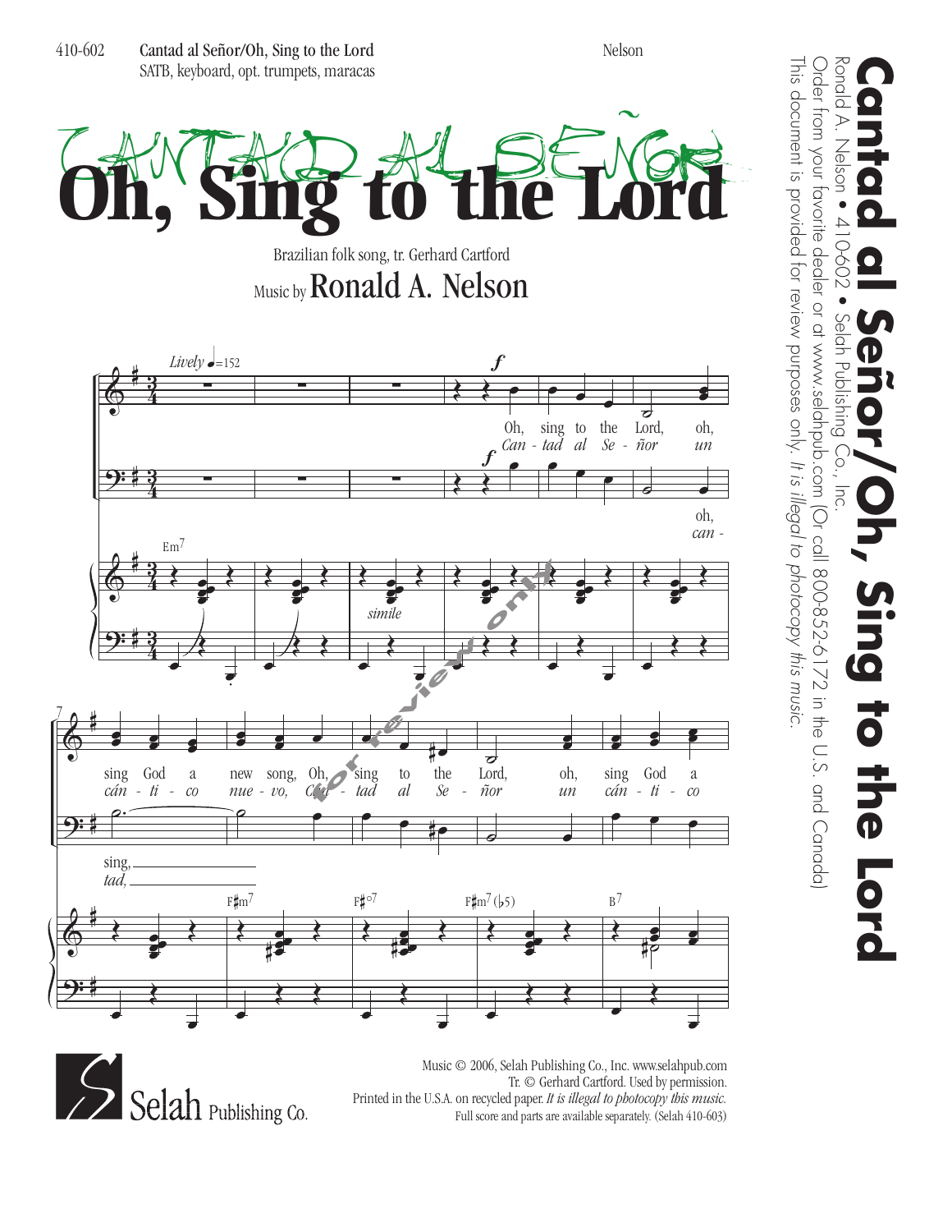410-602 **Cantad al Señor/Oh, Sing to the Lord**
SATB, keyboard, opt. trumpets, maracas

Nelson

# Oh, Sing to the Lord

CANTAD AL SEÑOR

Brazilian folk song, tr. Gerhard Cartford

Music by Ronald A. Nelson

*Lively* ♩=152

*f*

Oh, sing to the Lord, oh, sing God a new song, Oh, sing to the Lord, oh, sing God a

*Can - tad al Se - ñor un cán - ti - co nue - vo, Can - tad al Se - ñor un cán - ti - co*

oh, sing,

*can - tad,*

Em7 F♯m7 F♯°7 F♯m7(♭5) B7

*simile*

for review only

Music © 2006, Selah Publishing Co., Inc. www.selahpub.com
Tr. © Gerhard Cartford. Used by permission.
Printed in the U.S.A. on recycled paper. *It is illegal to photocopy this music.*
Full score and parts are available separately. (Selah 410-603)

Selah Publishing Co.

**Cantad al Señor/Oh, Sing to the Lord**
Ronald A. Nelson • 410-602 • Selah Publishing Co., Inc.
Order from your favorite dealer or at www.selahpub.com (Or call 800-852-6172 in the U.S. and Canada)
This document is provided for review purposes only. *It is illegal to photocopy this music.*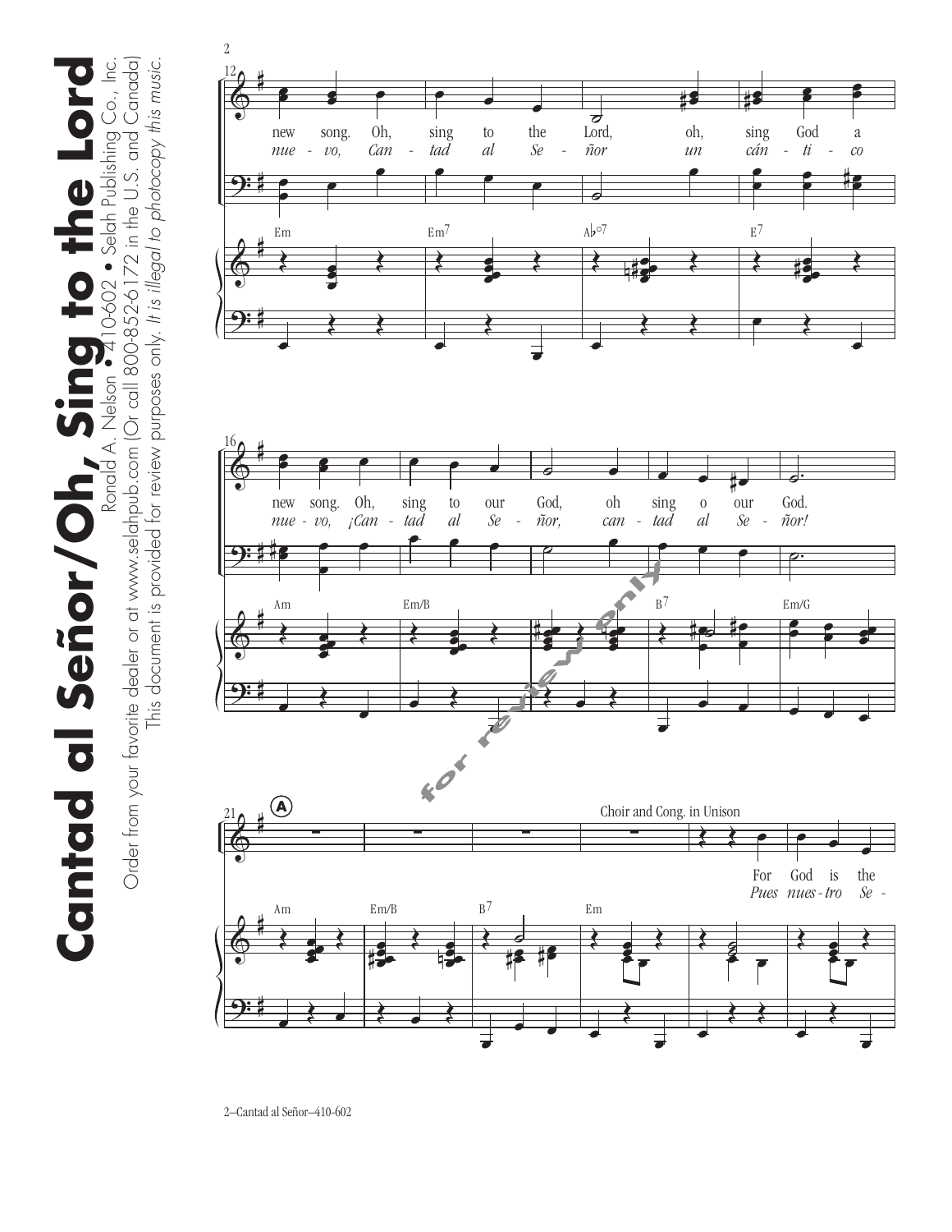**Cantad al Señor/Oh, Sing to the Lord**

Ronald A. Nelson • 410-602 • Selah Publishing Co., Inc.

Order from your favorite dealer or at www.selahpub.com (Or call 800-852-6172 in the U.S. and Canada)

This document is provided for review purposes only. *It is illegal to photocopy this music.*

12

new song. Oh, sing to the Lord, oh, sing God a

*nue - vo, Can - tad al Se - ñor un cán - ti - co*

Em Em7 A♭°7 E7

16

new song. Oh, sing to our God, oh sing o our God.

*nue - vo, ¡Can - tad al Se - ñor, can - tad al Se - ñor!*

Am Em/B B7 Em/G

21 **A**

Choir and Cong. in Unison

For God is the

*Pues nues - tro Se -*

Am Em/B B7 Em

for review only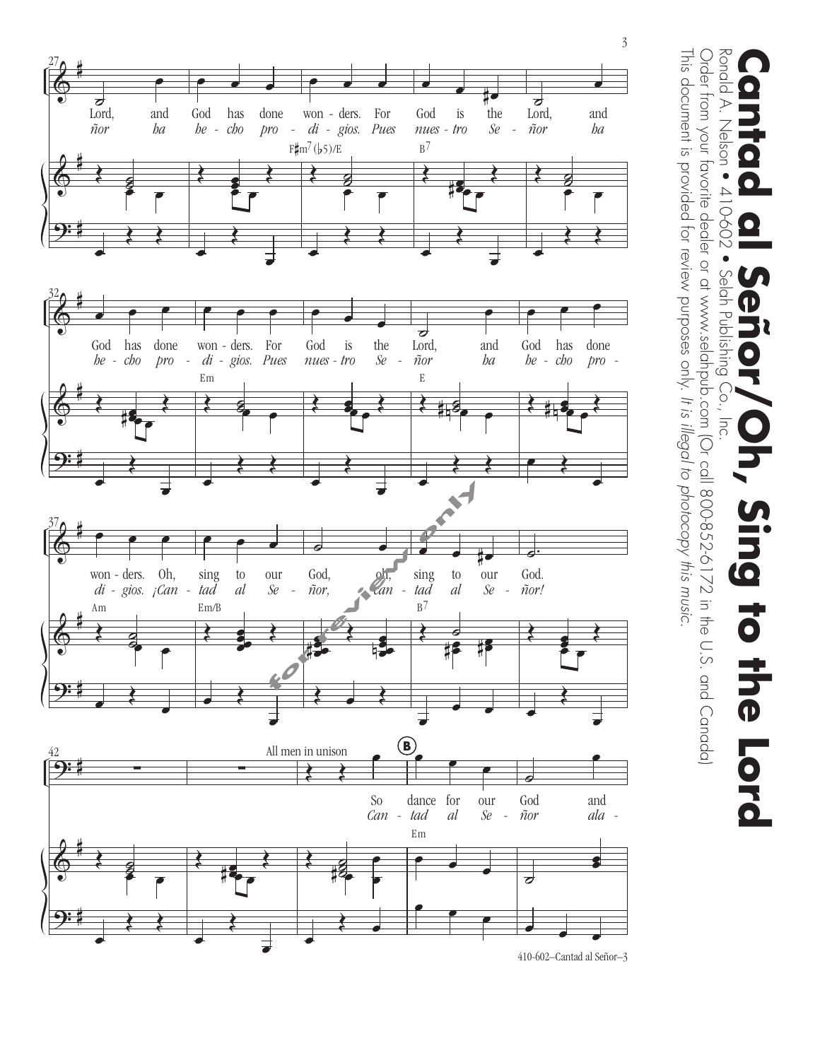# Cantad al Señor/Oh, Sing to the Lord

Ronald A. Nelson • 410-602 • Selah Publishing Co., Inc.

Order from your favorite dealer or at www.selahpub.com (Or call 800-852-6172 in the U.S. and Canada)

This document is provided for review purposes only. *It is illegal to photocopy this music.*

Lord, and God has done won - ders. For God is the Lord, and
*ñor ha he - cho pro - di - gios. Pues nues - tro Se - ñor ha*

God has done won - ders. For God is the Lord, and God has done
*he - cho pro - di - gios. Pues nues - tro Se - ñor ha he - cho pro -*

won - ders. Oh, sing to our God, oh, sing to our God.
*di - gios. ¡Can - tad al Se - ñor, ¡Can - tad al Se - ñor!*

All men in unison

**B**

So dance for our God and
*Can - tad al Se - ñor ala -*

for review only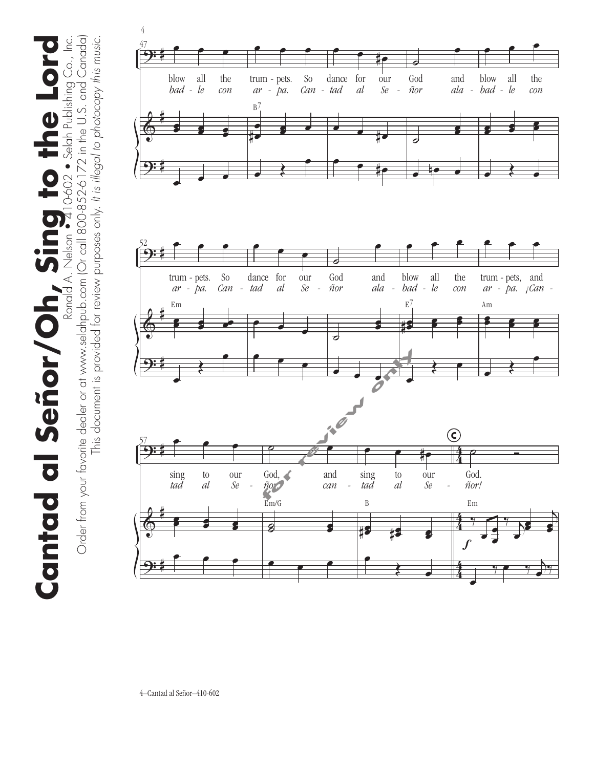47

blow all the trum - pets. So dance for our God and blow all the

*bad - le con ar - pa. Can - tad al Se - ñor ala - bad - le con*

B7

52

trum - pets. So dance for our God and blow all the trum - pets, and

*ar - pa. Can - tad al Se - ñor ala - bad - le con ar - pa. ¡Can -*

Em E7 Am

57

sing to our God, and sing to our God.

*tad al Se - ñor can - tad al Se - ñor!*

Em/G B Em

C

*f*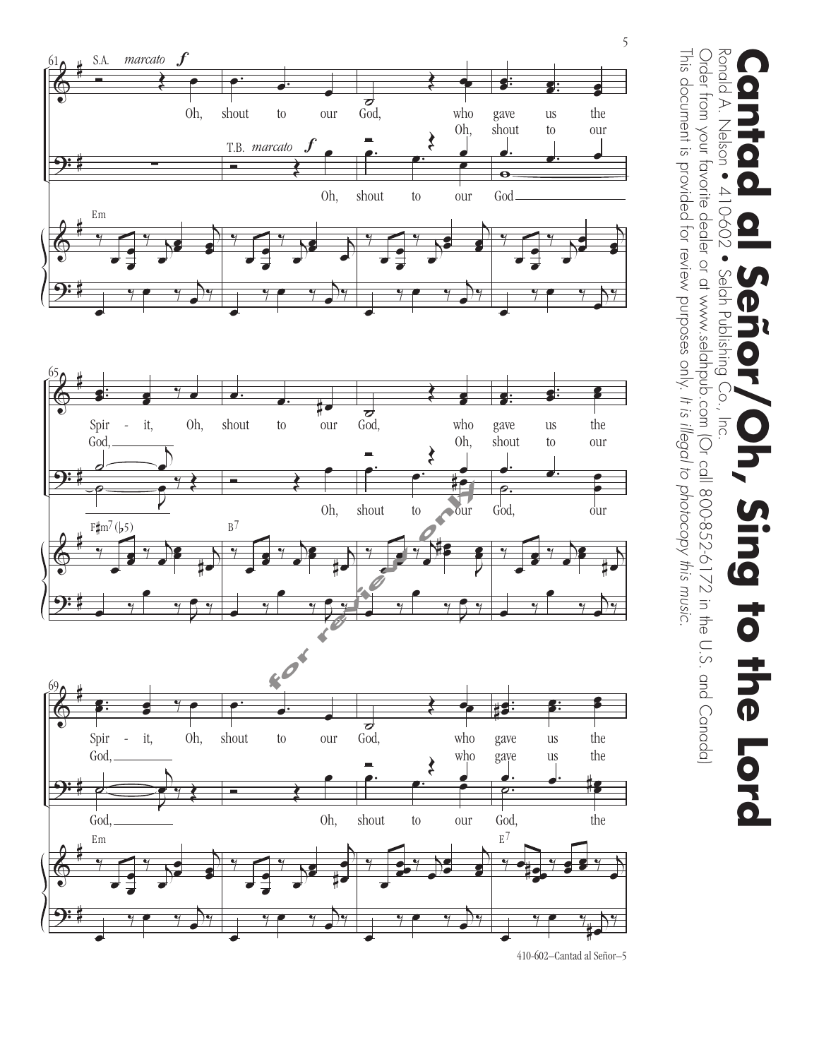# Cantad al Señor/Oh, Sing to the Lord

Ronald A. Nelson • 410-602 • Selah Publishing Co., Inc.

Order from your favorite dealer or at www.selahpub.com (Or call 800-852-6172 in the U.S. and Canada)

This document is provided for review purposes only. *It is illegal to photocopy this music.*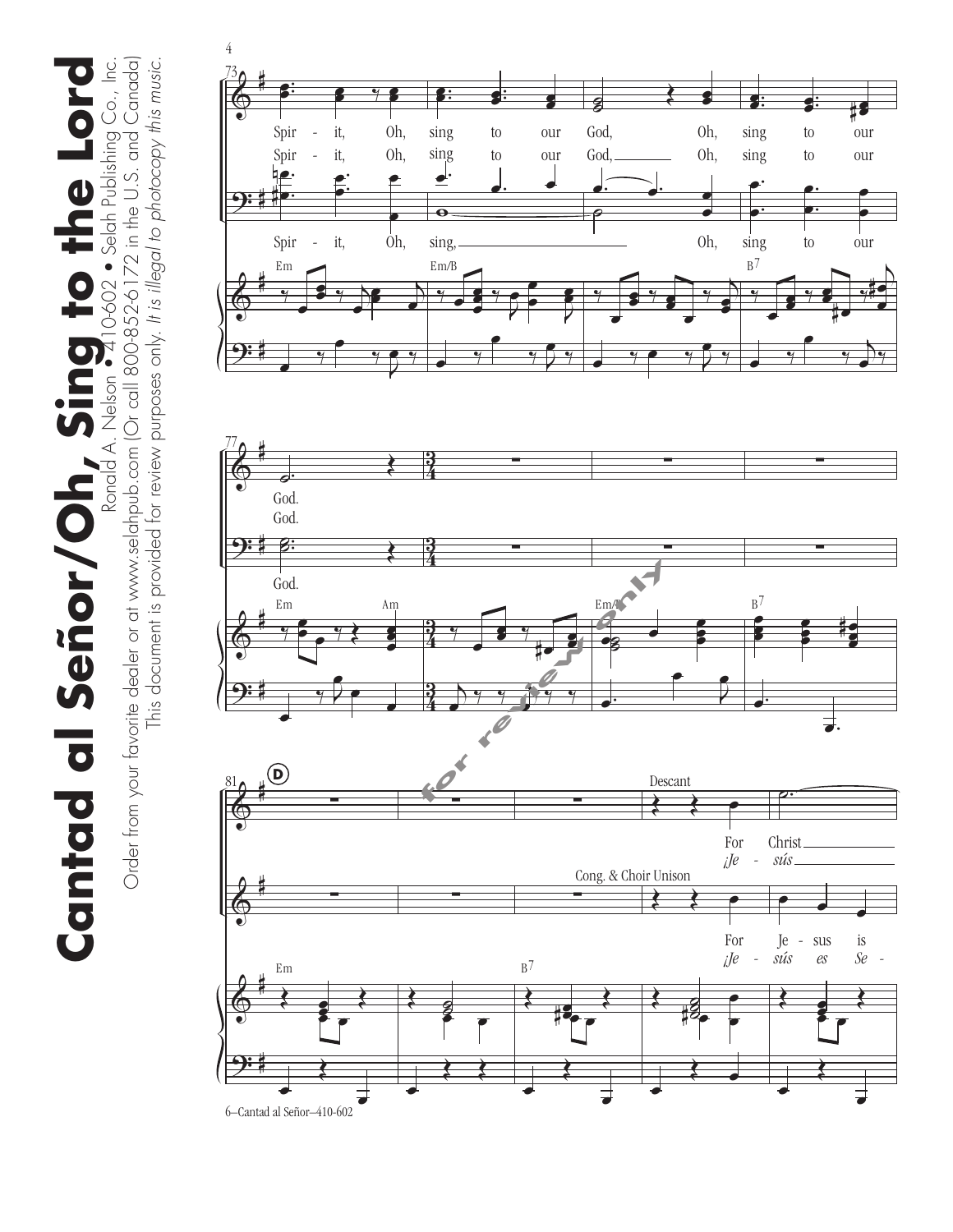# Cantad al Señor/Oh, Sing to the Lord

Ronald A. Nelson • 410-602 • Selah Publishing Co., Inc.

Order from your favorite dealer or at www.selahpub.com (Or call 800-852-6172 in the U.S. and Canada)

This document is provided for review purposes only. *It is illegal to photocopy this music.*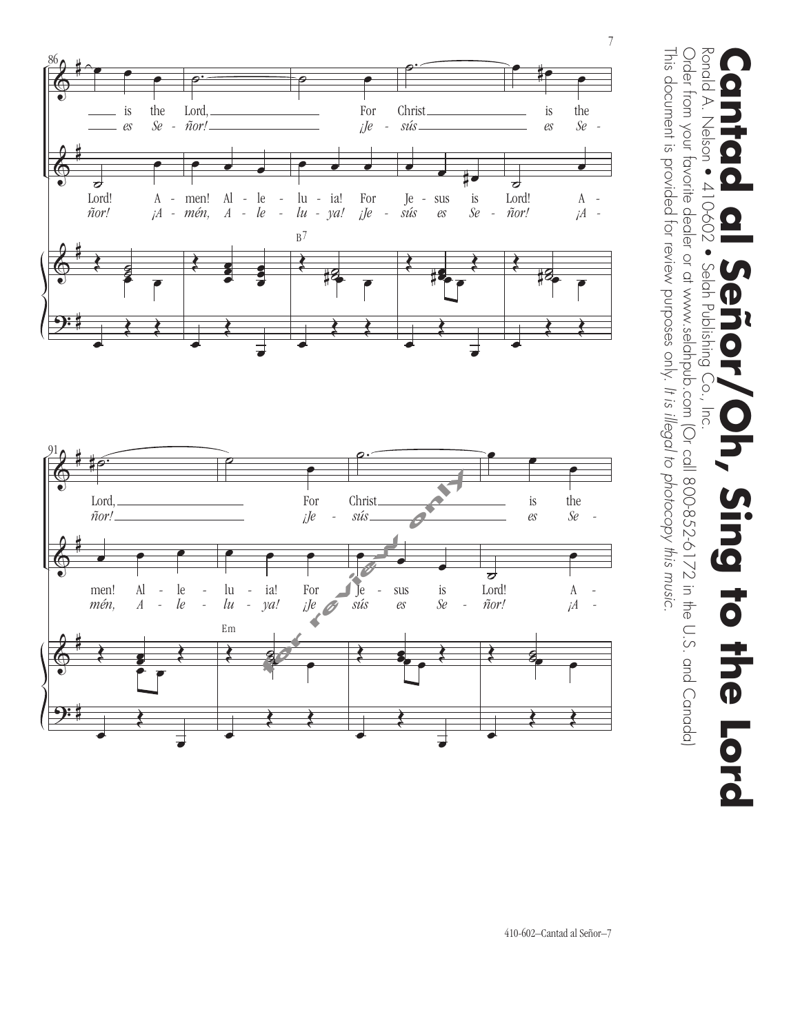86

is the Lord, For Christ is the
*es Se - ñor! ¡Je - sús es Se -*

Lord! A - men! Al - le - lu - ia! For Je - sus is Lord! A -
*ñor! ¡A - mén, A - le - lu - ya! ¡Je - sús es Se - ñor! ¡A -*

B7

91

Lord, For Christ is the
*ñor! ¡Je - sús es Se -*

men! Al - le - lu - ia! For Je - sus is Lord! A -
*mén, A - le - lu - ya! ¡Je - sús es Se - ñor! ¡A -*

Em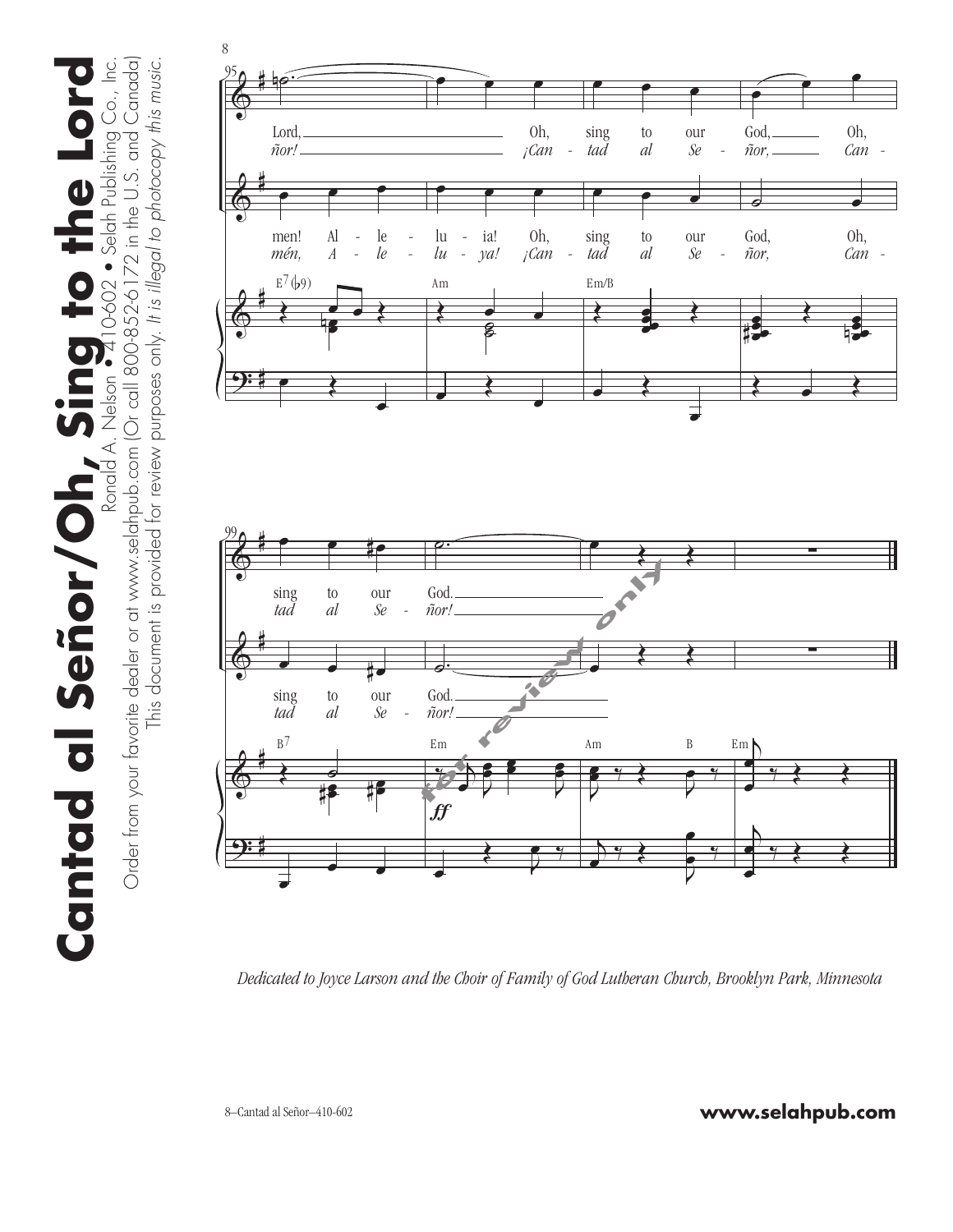Lord, Oh, sing to our God, Oh, sing to our God.

*ñor! ¡Cantad al Señor, Cantad al Señor!*

men! Alleluia! Oh, sing to our God, Oh, sing to our God.

*mén, Aleluya! ¡Cantad al Señor, Cantad al Señor!*

*Dedicated to Joyce Larson and the Choir of Family of God Lutheran Church, Brooklyn Park, Minnesota*